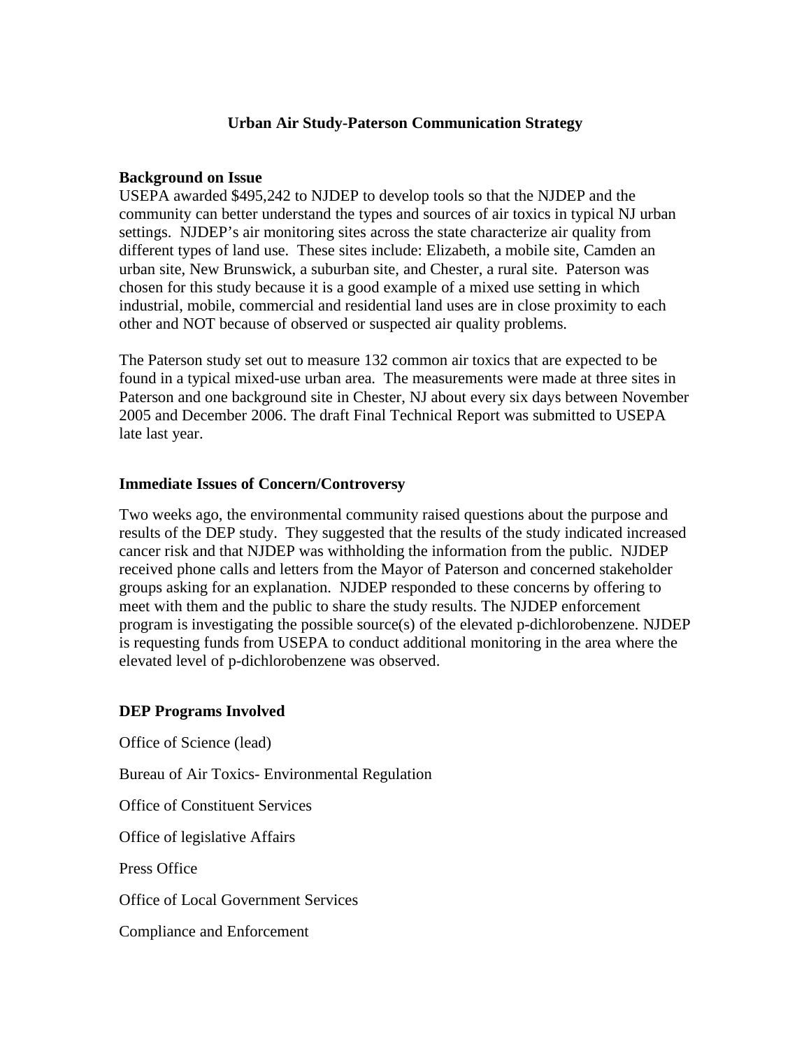# Urban Air Study-Paterson Communication Strategy

**Background on Issue**

USEPA awarded $495,242 to NJDEP to develop tools so that the NJDEP and the community can better understand the types and sources of air toxics in typical NJ urban settings. NJDEP's air monitoring sites across the state characterize air quality from different types of land use. These sites include: Elizabeth, a mobile site, Camden an urban site, New Brunswick, a suburban site, and Chester, a rural site. Paterson was chosen for this study because it is a good example of a mixed use setting in which industrial, mobile, commercial and residential land uses are in close proximity to each other and NOT because of observed or suspected air quality problems.

The Paterson study set out to measure 132 common air toxics that are expected to be found in a typical mixed-use urban area. The measurements were made at three sites in Paterson and one background site in Chester, NJ about every six days between November 2005 and December 2006. The draft Final Technical Report was submitted to USEPA late last year.

**Immediate Issues of Concern/Controversy**

Two weeks ago, the environmental community raised questions about the purpose and results of the DEP study. They suggested that the results of the study indicated increased cancer risk and that NJDEP was withholding the information from the public. NJDEP received phone calls and letters from the Mayor of Paterson and concerned stakeholder groups asking for an explanation. NJDEP responded to these concerns by offering to meet with them and the public to share the study results. The NJDEP enforcement program is investigating the possible source(s) of the elevated p-dichlorobenzene. NJDEP is requesting funds from USEPA to conduct additional monitoring in the area where the elevated level of p-dichlorobenzene was observed.

**DEP Programs Involved**

Office of Science (lead)

Bureau of Air Toxics- Environmental Regulation

Office of Constituent Services

Office of legislative Affairs

Press Office

Office of Local Government Services

Compliance and Enforcement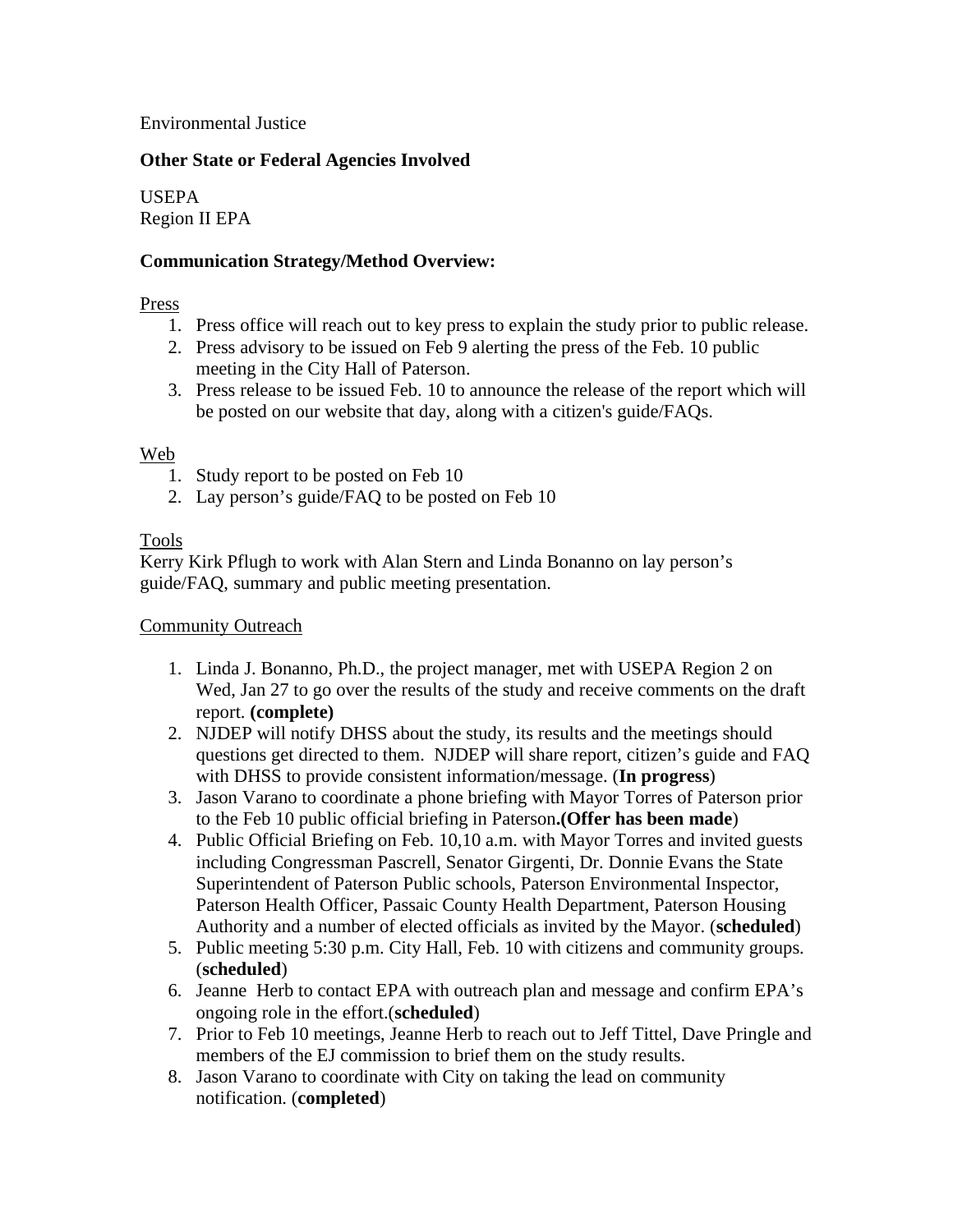Environmental Justice

**Other State or Federal Agencies Involved**

USEPA
Region II EPA

**Communication Strategy/Method Overview:**

Press

1. Press office will reach out to key press to explain the study prior to public release.
2. Press advisory to be issued on Feb 9 alerting the press of the Feb. 10 public meeting in the City Hall of Paterson.
3. Press release to be issued Feb. 10 to announce the release of the report which will be posted on our website that day, along with a citizen's guide/FAQs.

Web

1. Study report to be posted on Feb 10
2. Lay person's guide/FAQ to be posted on Feb 10

Tools

Kerry Kirk Pflugh to work with Alan Stern and Linda Bonanno on lay person's guide/FAQ, summary and public meeting presentation.

Community Outreach

1. Linda J. Bonanno, Ph.D., the project manager, met with USEPA Region 2 on Wed, Jan 27 to go over the results of the study and receive comments on the draft report. **(complete)**
2. NJDEP will notify DHSS about the study, its results and the meetings should questions get directed to them. NJDEP will share report, citizen's guide and FAQ with DHSS to provide consistent information/message. (**In progress**)
3. Jason Varano to coordinate a phone briefing with Mayor Torres of Paterson prior to the Feb 10 public official briefing in Paterson**.(Offer has been made**)
4. Public Official Briefing on Feb. 10,10 a.m. with Mayor Torres and invited guests including Congressman Pascrell, Senator Girgenti, Dr. Donnie Evans the State Superintendent of Paterson Public schools, Paterson Environmental Inspector, Paterson Health Officer, Passaic County Health Department, Paterson Housing Authority and a number of elected officials as invited by the Mayor. (**scheduled**)
5. Public meeting 5:30 p.m. City Hall, Feb. 10 with citizens and community groups. (**scheduled**)
6. Jeanne Herb to contact EPA with outreach plan and message and confirm EPA's ongoing role in the effort.(**scheduled**)
7. Prior to Feb 10 meetings, Jeanne Herb to reach out to Jeff Tittel, Dave Pringle and members of the EJ commission to brief them on the study results.
8. Jason Varano to coordinate with City on taking the lead on community notification. (**completed**)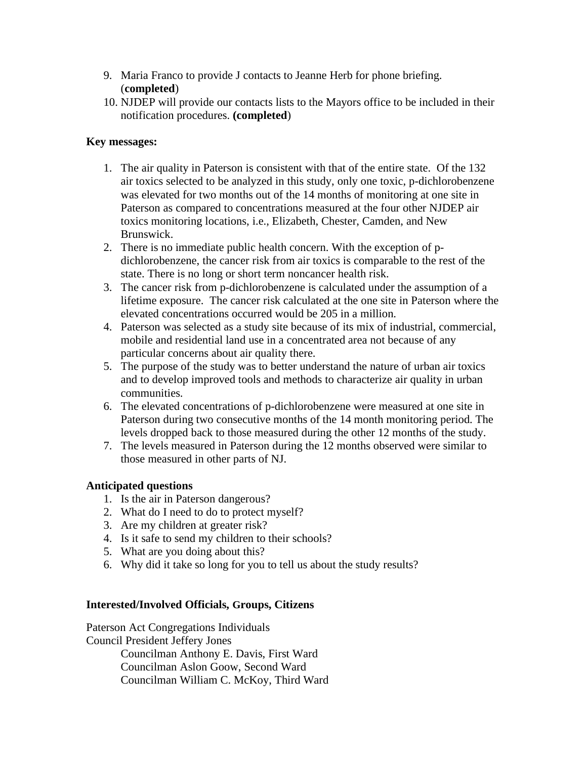9. Maria Franco to provide J contacts to Jeanne Herb for phone briefing. (**completed**)
10. NJDEP will provide our contacts lists to the Mayors office to be included in their notification procedures. **(completed**)

**Key messages:**

1. The air quality in Paterson is consistent with that of the entire state. Of the 132 air toxics selected to be analyzed in this study, only one toxic, p-dichlorobenzene was elevated for two months out of the 14 months of monitoring at one site in Paterson as compared to concentrations measured at the four other NJDEP air toxics monitoring locations, i.e., Elizabeth, Chester, Camden, and New Brunswick.
2. There is no immediate public health concern. With the exception of p-dichlorobenzene, the cancer risk from air toxics is comparable to the rest of the state. There is no long or short term noncancer health risk.
3. The cancer risk from p-dichlorobenzene is calculated under the assumption of a lifetime exposure. The cancer risk calculated at the one site in Paterson where the elevated concentrations occurred would be 205 in a million.
4. Paterson was selected as a study site because of its mix of industrial, commercial, mobile and residential land use in a concentrated area not because of any particular concerns about air quality there.
5. The purpose of the study was to better understand the nature of urban air toxics and to develop improved tools and methods to characterize air quality in urban communities.
6. The elevated concentrations of p-dichlorobenzene were measured at one site in Paterson during two consecutive months of the 14 month monitoring period. The levels dropped back to those measured during the other 12 months of the study.
7. The levels measured in Paterson during the 12 months observed were similar to those measured in other parts of NJ.

**Anticipated questions**

1. Is the air in Paterson dangerous?
2. What do I need to do to protect myself?
3. Are my children at greater risk?
4. Is it safe to send my children to their schools?
5. What are you doing about this?
6. Why did it take so long for you to tell us about the study results?

**Interested/Involved Officials, Groups, Citizens**

Paterson Act Congregations Individuals
Council President Jeffery Jones

Councilman Anthony E. Davis, First Ward
Councilman Aslon Goow, Second Ward
Councilman William C. McKoy, Third Ward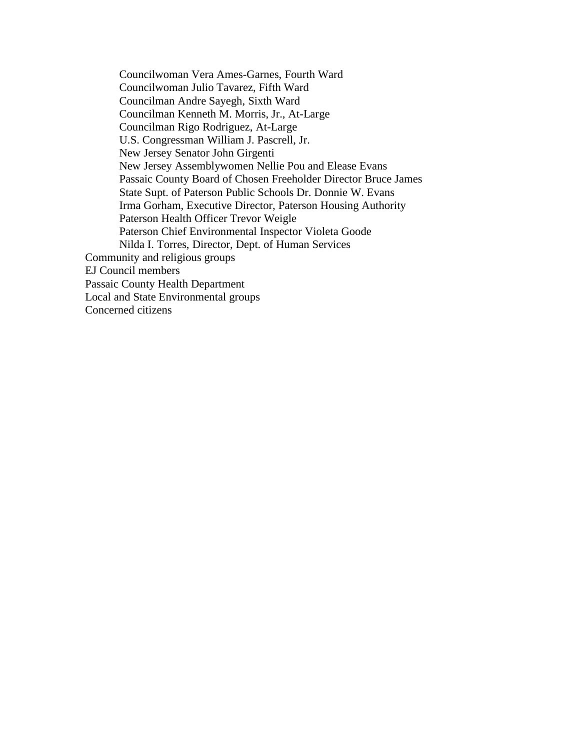- Councilwoman Vera Ames-Garnes, Fourth Ward
- Councilwoman Julio Tavarez, Fifth Ward
- Councilman Andre Sayegh, Sixth Ward
- Councilman Kenneth M. Morris, Jr., At-Large
- Councilman Rigo Rodriguez, At-Large
- U.S. Congressman William J. Pascrell, Jr.
- New Jersey Senator John Girgenti
- New Jersey Assemblywomen Nellie Pou and Elease Evans
- Passaic County Board of Chosen Freeholder Director Bruce James
- State Supt. of Paterson Public Schools Dr. Donnie W. Evans
- Irma Gorham, Executive Director, Paterson Housing Authority
- Paterson Health Officer Trevor Weigle
- Paterson Chief Environmental Inspector Violeta Goode
- Nilda I. Torres, Director, Dept. of Human Services

Community and religious groups
EJ Council members
Passaic County Health Department
Local and State Environmental groups
Concerned citizens